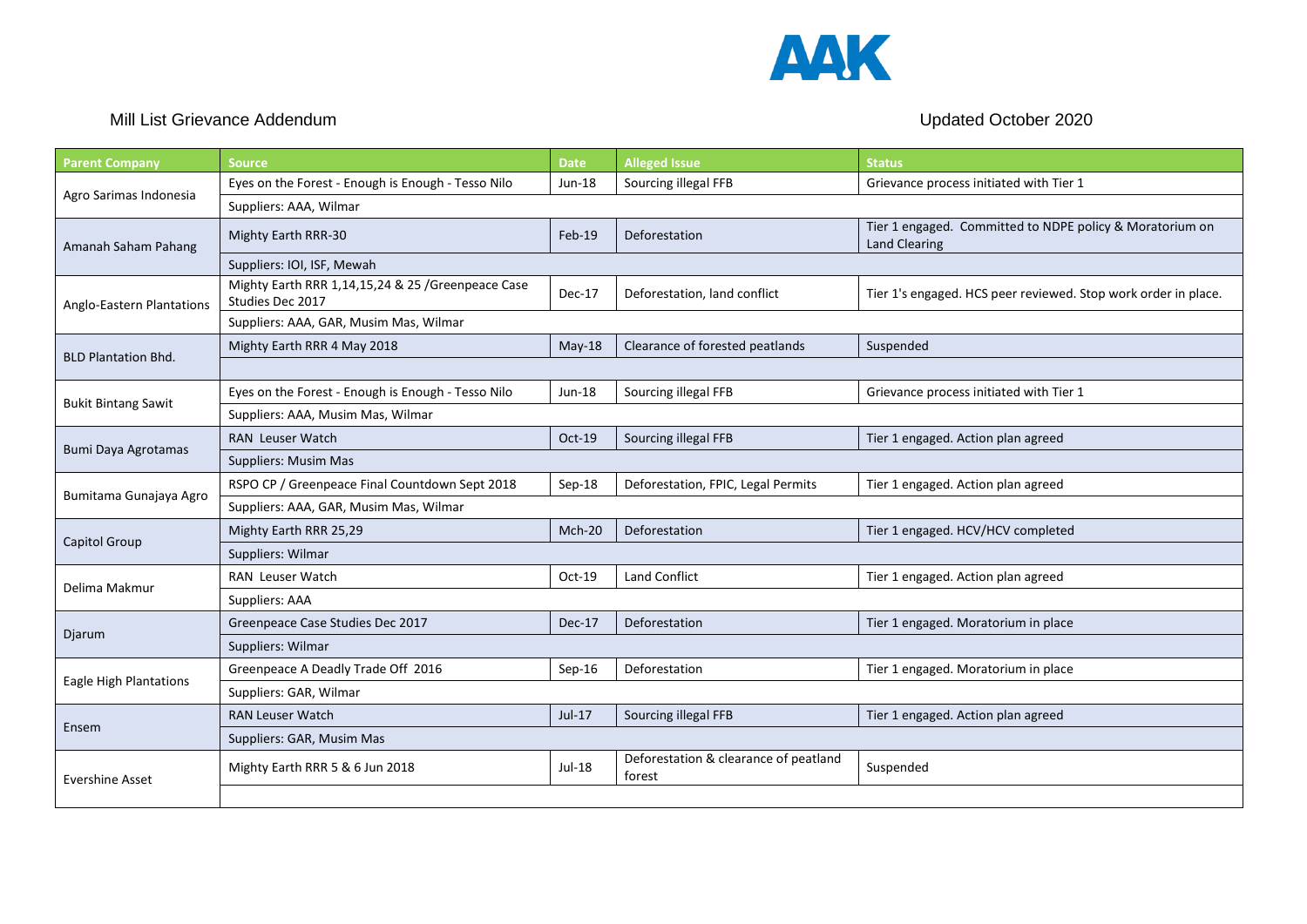AAK

Mill List Grievance Addendum

Updated October 2020

| Parent Company | Source | Date | Alleged Issue | Status |
|---|---|---|---|---|
| Agro Sarimas Indonesia | Eyes on the Forest - Enough is Enough - Tesso Nilo | Jun-18 | Sourcing illegal FFB | Grievance process initiated with Tier 1 |
| | Suppliers: AAA, Wilmar | | | |
| Amanah Saham Pahang | Mighty Earth RRR-30 | Feb-19 | Deforestation | Tier 1 engaged. Committed to NDPE policy & Moratorium on Land Clearing |
| | Suppliers: IOI, ISF, Mewah | | | |
| Anglo-Eastern Plantations | Mighty Earth RRR 1,14,15,24 & 25 /Greenpeace Case Studies Dec 2017 | Dec-17 | Deforestation, land conflict | Tier 1's engaged. HCS peer reviewed. Stop work order in place. |
| | Suppliers: AAA, GAR, Musim Mas, Wilmar | | | |
| BLD Plantation Bhd. | Mighty Earth RRR 4 May 2018 | May-18 | Clearance of forested peatlands | Suspended |
| | | | | |
| Bukit Bintang Sawit | Eyes on the Forest - Enough is Enough - Tesso Nilo | Jun-18 | Sourcing illegal FFB | Grievance process initiated with Tier 1 |
| | Suppliers: AAA, Musim Mas, Wilmar | | | |
| Bumi Daya Agrotamas | RAN Leuser Watch | Oct-19 | Sourcing illegal FFB | Tier 1 engaged. Action plan agreed |
| | Suppliers: Musim Mas | | | |
| Bumitama Gunajaya Agro | RSPO CP / Greenpeace Final Countdown Sept 2018 | Sep-18 | Deforestation, FPIC, Legal Permits | Tier 1 engaged. Action plan agreed |
| | Suppliers: AAA, GAR, Musim Mas, Wilmar | | | |
| Capitol Group | Mighty Earth RRR 25,29 | Mch-20 | Deforestation | Tier 1 engaged. HCV/HCV completed |
| | Suppliers: Wilmar | | | |
| Delima Makmur | RAN Leuser Watch | Oct-19 | Land Conflict | Tier 1 engaged. Action plan agreed |
| | Suppliers: AAA | | | |
| Djarum | Greenpeace Case Studies Dec 2017 | Dec-17 | Deforestation | Tier 1 engaged. Moratorium in place |
| | Suppliers: Wilmar | | | |
| Eagle High Plantations | Greenpeace A Deadly Trade Off 2016 | Sep-16 | Deforestation | Tier 1 engaged. Moratorium in place |
| | Suppliers: GAR, Wilmar | | | |
| Ensem | RAN Leuser Watch | Jul-17 | Sourcing illegal FFB | Tier 1 engaged. Action plan agreed |
| | Suppliers: GAR, Musim Mas | | | |
| Evershine Asset | Mighty Earth RRR 5 & 6 Jun 2018 | Jul-18 | Deforestation & clearance of peatland forest | Suspended |
| | | | | |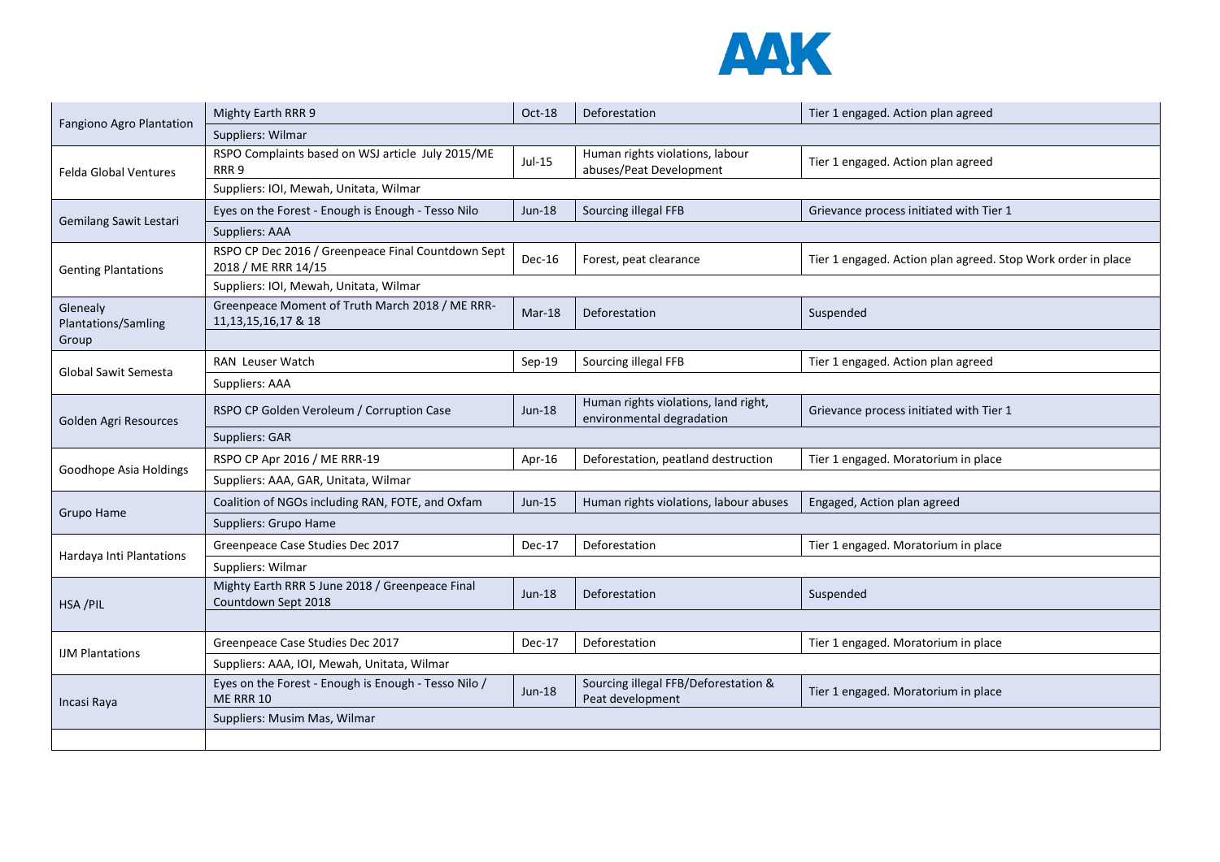| | | | | |
|---|---|---|---|---|
| Fangiono Agro Plantation | Mighty Earth RRR 9 | Oct-18 | Deforestation | Tier 1 engaged. Action plan agreed |
| | Suppliers: Wilmar | | | |
| Felda Global Ventures | RSPO Complaints based on WSJ article July 2015/ME RRR 9 | Jul-15 | Human rights violations, labour abuses/Peat Development | Tier 1 engaged. Action plan agreed |
| | Suppliers: IOI, Mewah, Unitata, Wilmar | | | |
| Gemilang Sawit Lestari | Eyes on the Forest - Enough is Enough - Tesso Nilo | Jun-18 | Sourcing illegal FFB | Grievance process initiated with Tier 1 |
| | Suppliers: AAA | | | |
| Genting Plantations | RSPO CP Dec 2016 / Greenpeace Final Countdown Sept 2018 / ME RRR 14/15 | Dec-16 | Forest, peat clearance | Tier 1 engaged. Action plan agreed. Stop Work order in place |
| | Suppliers: IOI, Mewah, Unitata, Wilmar | | | |
| Glenealy Plantations/Samling Group | Greenpeace Moment of Truth March 2018 / ME RRR-11,13,15,16,17 & 18 | Mar-18 | Deforestation | Suspended |
| | | | | |
| Global Sawit Semesta | RAN Leuser Watch | Sep-19 | Sourcing illegal FFB | Tier 1 engaged. Action plan agreed |
| | Suppliers: AAA | | | |
| Golden Agri Resources | RSPO CP Golden Veroleum / Corruption Case | Jun-18 | Human rights violations, land right, environmental degradation | Grievance process initiated with Tier 1 |
| | Suppliers: GAR | | | |
| Goodhope Asia Holdings | RSPO CP Apr 2016 / ME RRR-19 | Apr-16 | Deforestation, peatland destruction | Tier 1 engaged. Moratorium in place |
| | Suppliers: AAA, GAR, Unitata, Wilmar | | | |
| Grupo Hame | Coalition of NGOs including RAN, FOTE, and Oxfam | Jun-15 | Human rights violations, labour abuses | Engaged, Action plan agreed |
| | Suppliers: Grupo Hame | | | |
| Hardaya Inti Plantations | Greenpeace Case Studies Dec 2017 | Dec-17 | Deforestation | Tier 1 engaged. Moratorium in place |
| | Suppliers: Wilmar | | | |
| HSA /PIL | Mighty Earth RRR 5 June 2018 / Greenpeace Final Countdown Sept 2018 | Jun-18 | Deforestation | Suspended |
| | | | | |
| IJM Plantations | Greenpeace Case Studies Dec 2017 | Dec-17 | Deforestation | Tier 1 engaged. Moratorium in place |
| | Suppliers: AAA, IOI, Mewah, Unitata, Wilmar | | | |
| Incasi Raya | Eyes on the Forest - Enough is Enough - Tesso Nilo / ME RRR 10 | Jun-18 | Sourcing illegal FFB/Deforestation & Peat development | Tier 1 engaged. Moratorium in place |
| | Suppliers: Musim Mas, Wilmar | | | |
| | | | | |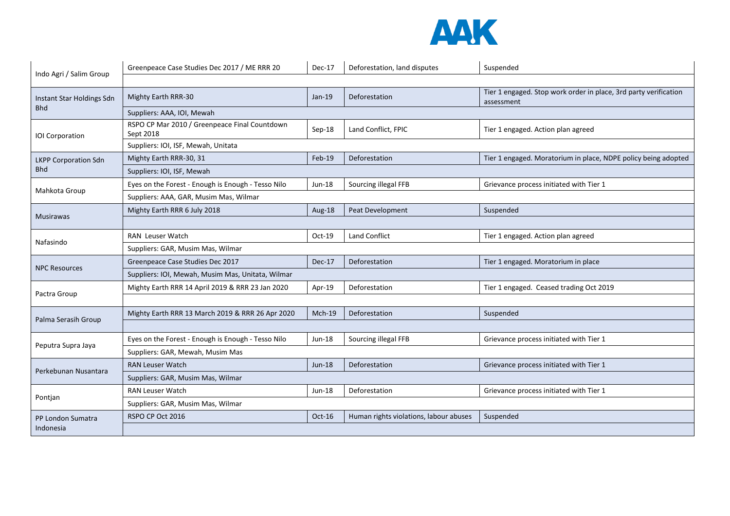| | | | | |
|---|---|---|---|---|
| Indo Agri / Salim Group | Greenpeace Case Studies Dec 2017 / ME RRR 20 | Dec-17 | Deforestation, land disputes | Suspended |
| | | | | |
| Instant Star Holdings Sdn Bhd | Mighty Earth RRR-30 | Jan-19 | Deforestation | Tier 1 engaged. Stop work order in place, 3rd party verification assessment |
| | Suppliers: AAA, IOI, Mewah | | | |
| IOI Corporation | RSPO CP Mar 2010 / Greenpeace Final Countdown Sept 2018 | Sep-18 | Land Conflict, FPIC | Tier 1 engaged. Action plan agreed |
| | Suppliers: IOI, ISF, Mewah, Unitata | | | |
| LKPP Corporation Sdn Bhd | Mighty Earth RRR-30, 31 | Feb-19 | Deforestation | Tier 1 engaged. Moratorium in place, NDPE policy being adopted |
| | Suppliers: IOI, ISF, Mewah | | | |
| Mahkota Group | Eyes on the Forest - Enough is Enough - Tesso Nilo | Jun-18 | Sourcing illegal FFB | Grievance process initiated with Tier 1 |
| | Suppliers: AAA, GAR, Musim Mas, Wilmar | | | |
| Musirawas | Mighty Earth RRR 6 July 2018 | Aug-18 | Peat Development | Suspended |
| | | | | |
| Nafasindo | RAN Leuser Watch | Oct-19 | Land Conflict | Tier 1 engaged. Action plan agreed |
| | Suppliers: GAR, Musim Mas, Wilmar | | | |
| NPC Resources | Greenpeace Case Studies Dec 2017 | Dec-17 | Deforestation | Tier 1 engaged. Moratorium in place |
| | Suppliers: IOI, Mewah, Musim Mas, Unitata, Wilmar | | | |
| Pactra Group | Mighty Earth RRR 14 April 2019 & RRR 23 Jan 2020 | Apr-19 | Deforestation | Tier 1 engaged. Ceased trading Oct 2019 |
| | | | | |
| Palma Serasih Group | Mighty Earth RRR 13 March 2019 & RRR 26 Apr 2020 | Mch-19 | Deforestation | Suspended |
| | | | | |
| Peputra Supra Jaya | Eyes on the Forest - Enough is Enough - Tesso Nilo | Jun-18 | Sourcing illegal FFB | Grievance process initiated with Tier 1 |
| | Suppliers: GAR, Mewah, Musim Mas | | | |
| Perkebunan Nusantara | RAN Leuser Watch | Jun-18 | Deforestation | Grievance process initiated with Tier 1 |
| | Suppliers: GAR, Musim Mas, Wilmar | | | |
| Pontjan | RAN Leuser Watch | Jun-18 | Deforestation | Grievance process initiated with Tier 1 |
| | Suppliers: GAR, Musim Mas, Wilmar | | | |
| PP London Sumatra Indonesia | RSPO CP Oct 2016 | Oct-16 | Human rights violations, labour abuses | Suspended |
| | | | | |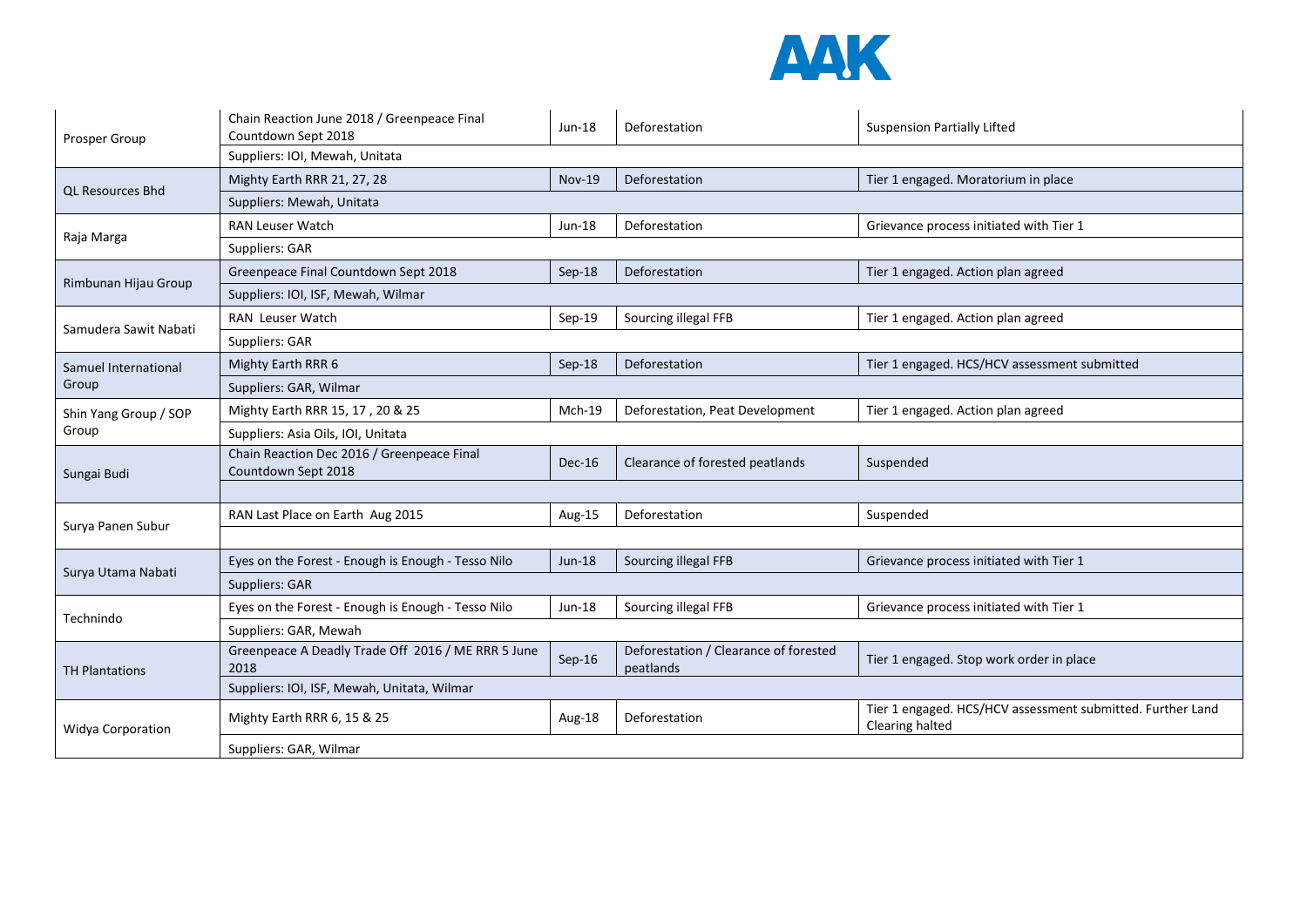| | | | | |
|---|---|---|---|---|
| Prosper Group | Chain Reaction June 2018 / Greenpeace Final Countdown Sept 2018 | Jun-18 | Deforestation | Suspension Partially Lifted |
| | Suppliers: IOI, Mewah, Unitata | | | |
| QL Resources Bhd | Mighty Earth RRR 21, 27, 28 | Nov-19 | Deforestation | Tier 1 engaged. Moratorium in place |
| | Suppliers: Mewah, Unitata | | | |
| Raja Marga | RAN Leuser Watch | Jun-18 | Deforestation | Grievance process initiated with Tier 1 |
| | Suppliers: GAR | | | |
| Rimbunan Hijau Group | Greenpeace Final Countdown Sept 2018 | Sep-18 | Deforestation | Tier 1 engaged. Action plan agreed |
| | Suppliers: IOI, ISF, Mewah, Wilmar | | | |
| Samudera Sawit Nabati | RAN Leuser Watch | Sep-19 | Sourcing illegal FFB | Tier 1 engaged. Action plan agreed |
| | Suppliers: GAR | | | |
| Samuel International Group | Mighty Earth RRR 6 | Sep-18 | Deforestation | Tier 1 engaged. HCS/HCV assessment submitted |
| | Suppliers: GAR, Wilmar | | | |
| Shin Yang Group / SOP Group | Mighty Earth RRR 15, 17 , 20 & 25 | Mch-19 | Deforestation, Peat Development | Tier 1 engaged. Action plan agreed |
| | Suppliers: Asia Oils, IOI, Unitata | | | |
| Sungai Budi | Chain Reaction Dec 2016 / Greenpeace Final Countdown Sept 2018 | Dec-16 | Clearance of forested peatlands | Suspended |
| | | | | |
| Surya Panen Subur | RAN Last Place on Earth Aug 2015 | Aug-15 | Deforestation | Suspended |
| | | | | |
| Surya Utama Nabati | Eyes on the Forest - Enough is Enough - Tesso Nilo | Jun-18 | Sourcing illegal FFB | Grievance process initiated with Tier 1 |
| | Suppliers: GAR | | | |
| Technindo | Eyes on the Forest - Enough is Enough - Tesso Nilo | Jun-18 | Sourcing illegal FFB | Grievance process initiated with Tier 1 |
| | Suppliers: GAR, Mewah | | | |
| TH Plantations | Greenpeace A Deadly Trade Off 2016 / ME RRR 5 June 2018 | Sep-16 | Deforestation / Clearance of forested peatlands | Tier 1 engaged. Stop work order in place |
| | Suppliers: IOI, ISF, Mewah, Unitata, Wilmar | | | |
| Widya Corporation | Mighty Earth RRR 6, 15 & 25 | Aug-18 | Deforestation | Tier 1 engaged. HCS/HCV assessment submitted. Further Land Clearing halted |
| | Suppliers: GAR, Wilmar | | | |